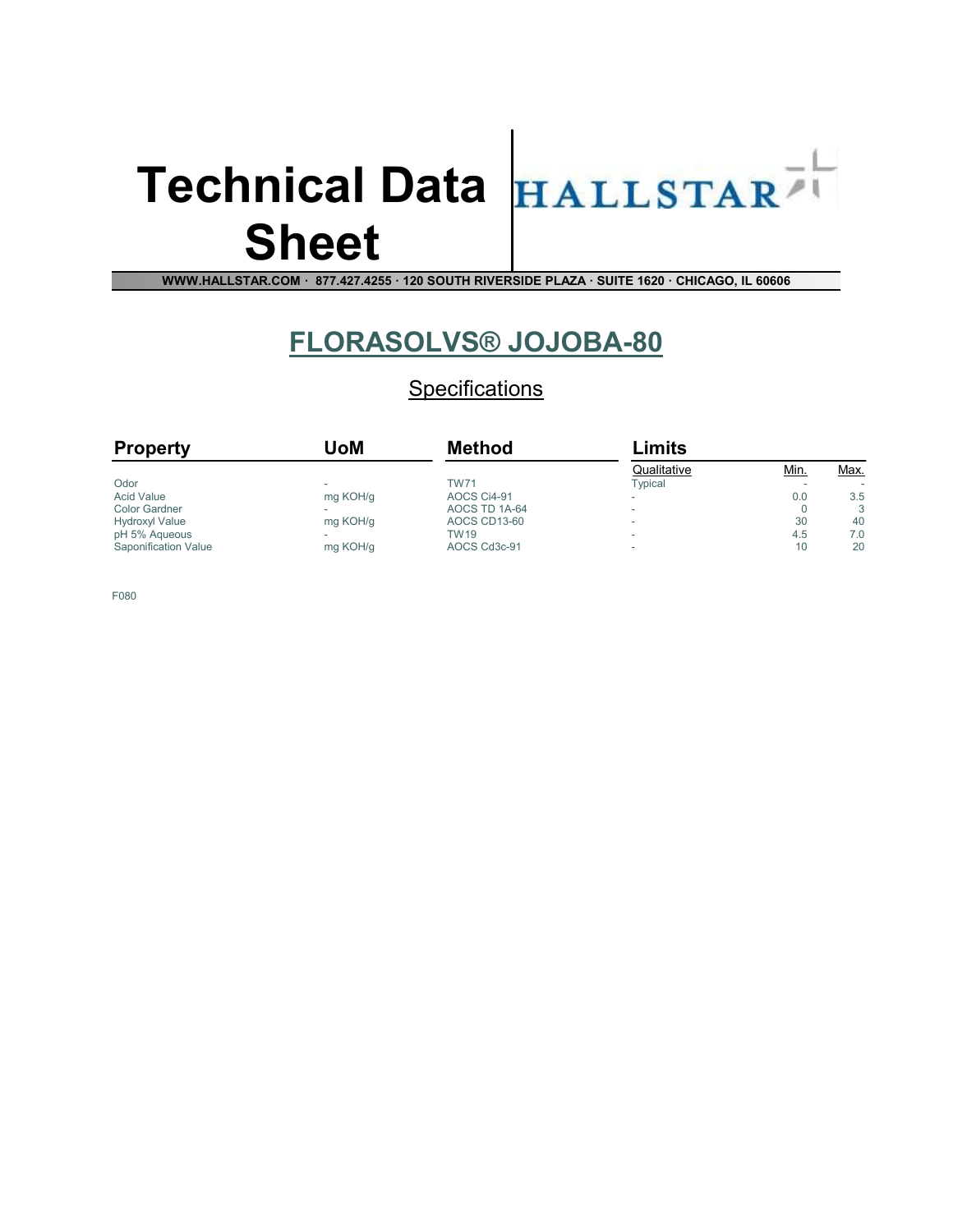# Technical Data Sheet

HALLSTAR

WWW.HALLSTAR.COM · 877.427.4255 · 120 SOUTH RIVERSIDE PLAZA · SUITE 1620 · CHICAGO, IL 60606

## FLORASOLVS® JOJOBA-80

### Specifications

| Property | UoM | Method | Limits | | |
|---|---|---|---|---|---|
| | | | Qualitative | Min. | Max. |
| Odor | - | TW71 | Typical | - | - |
| Acid Value | mg KOH/g | AOCS Ci4-91 | - | 0.0 | 3.5 |
| Color Gardner | - | AOCS TD 1A-64 | - | 0 | 3 |
| Hydroxyl Value | mg KOH/g | AOCS CD13-60 | - | 30 | 40 |
| pH 5% Aqueous | - | TW19 | - | 4.5 | 7.0 |
| Saponification Value | mg KOH/g | AOCS Cd3c-91 | - | 10 | 20 |

F080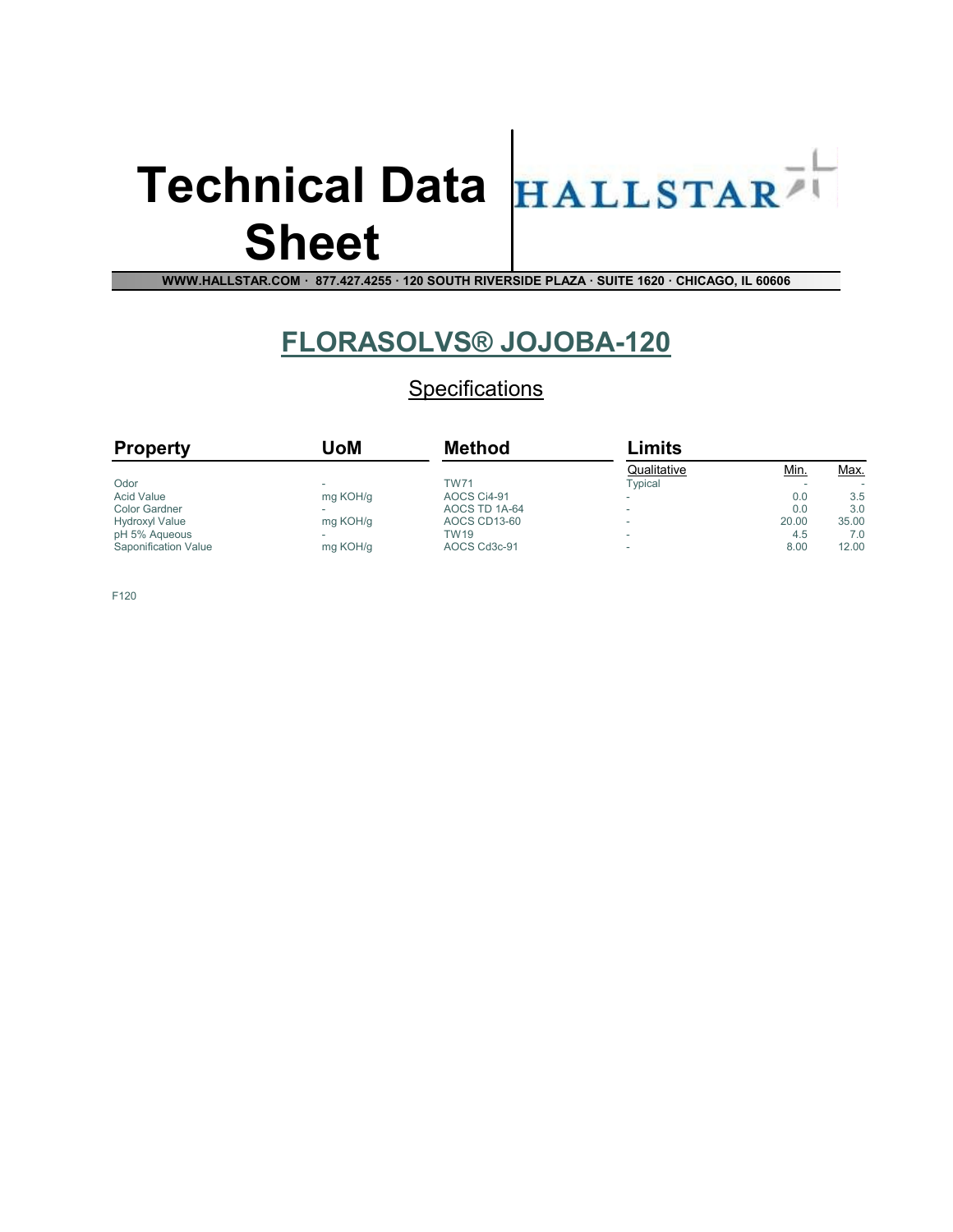# Technical Data Sheet

HALLSTAR

WWW.HALLSTAR.COM · 877.427.4255 · 120 SOUTH RIVERSIDE PLAZA · SUITE 1620 · CHICAGO, IL 60606

## FLORASOLVS® JOJOBA-120

### Specifications

| Property | UoM | Method | Limits | | |
|---|---|---|---|---|---|
| | | | Qualitative | Min. | Max. |
| Odor | - | TW71 | Typical | - | - |
| Acid Value | mg KOH/g | AOCS Ci4-91 | - | 0.0 | 3.5 |
| Color Gardner | - | AOCS TD 1A-64 | - | 0.0 | 3.0 |
| Hydroxyl Value | mg KOH/g | AOCS CD13-60 | - | 20.00 | 35.00 |
| pH 5% Aqueous | - | TW19 | - | 4.5 | 7.0 |
| Saponification Value | mg KOH/g | AOCS Cd3c-91 | - | 8.00 | 12.00 |

F120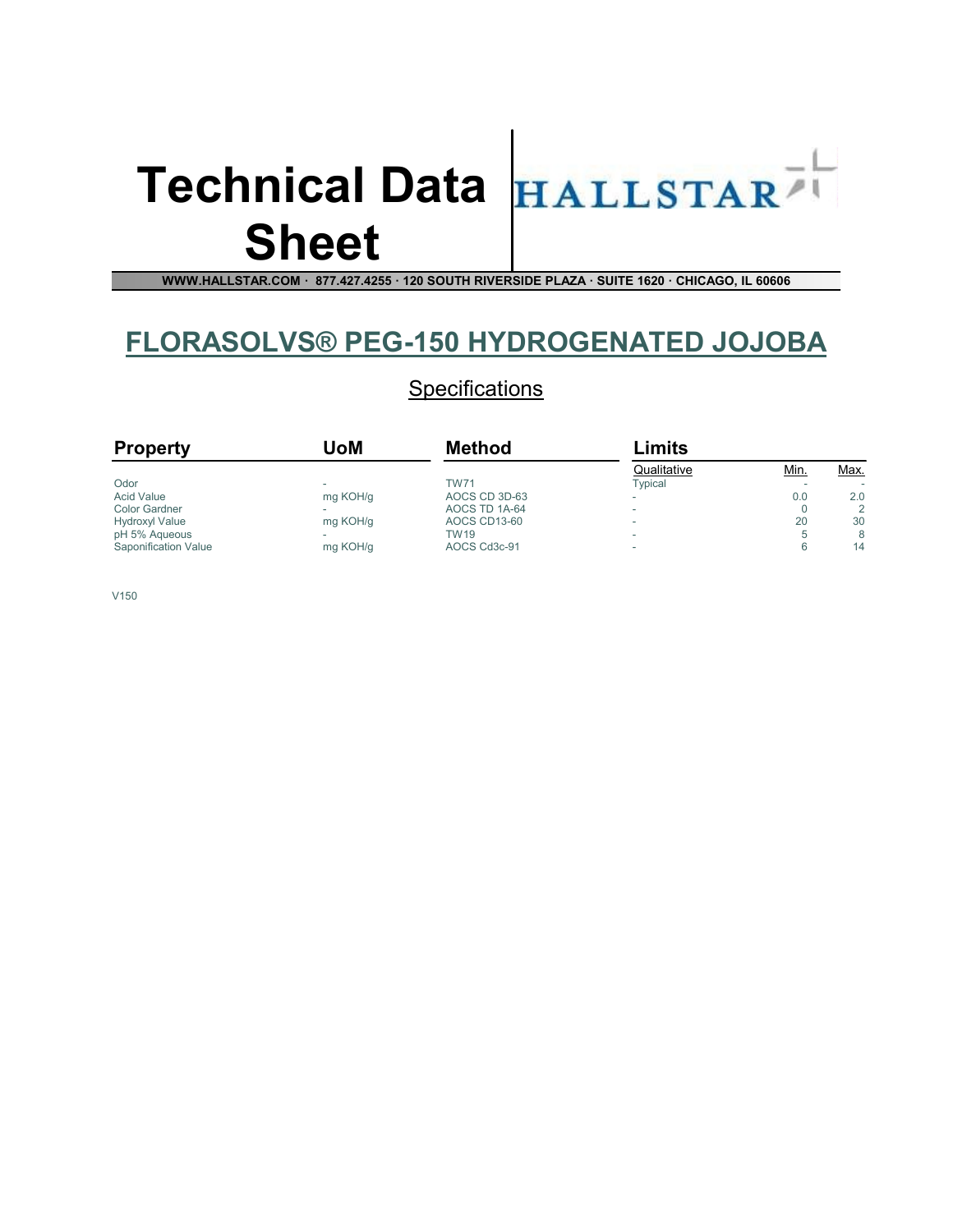# Technical Data Sheet

HALLSTAR

WWW.HALLSTAR.COM · 877.427.4255 · 120 SOUTH RIVERSIDE PLAZA · SUITE 1620 · CHICAGO, IL 60606

## FLORASOLVS® PEG-150 HYDROGENATED JOJOBA

### Specifications

| Property | UoM | Method | Limits | | |
|---|---|---|---|---|---|
| | | | Qualitative | Min. | Max. |
| Odor | - | TW71 | Typical | - | - |
| Acid Value | mg KOH/g | AOCS CD 3D-63 | - | 0.0 | 2.0 |
| Color Gardner | - | AOCS TD 1A-64 | - | 0 | 2 |
| Hydroxyl Value | mg KOH/g | AOCS CD13-60 | - | 20 | 30 |
| pH 5% Aqueous | - | TW19 | - | 5 | 8 |
| Saponification Value | mg KOH/g | AOCS Cd3c-91 | - | 6 | 14 |

V150